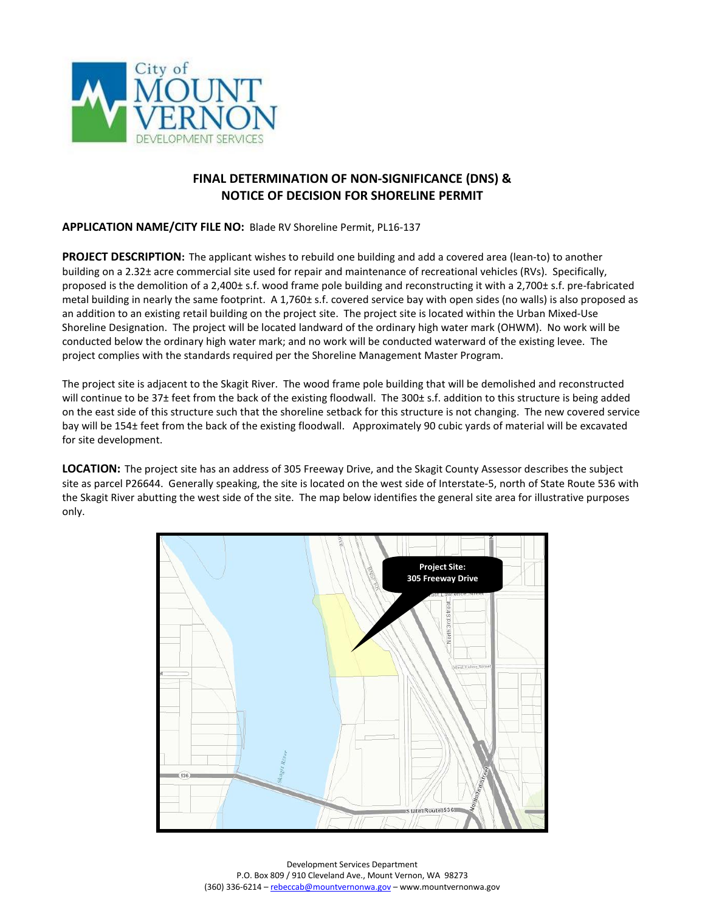City of
MOUNT
VERNON
DEVELOPMENT SERVICES

## FINAL DETERMINATION OF NON-SIGNIFICANCE (DNS) & NOTICE OF DECISION FOR SHORELINE PERMIT

**APPLICATION NAME/CITY FILE NO:** Blade RV Shoreline Permit, PL16-137

**PROJECT DESCRIPTION:** The applicant wishes to rebuild one building and add a covered area (lean-to) to another building on a 2.32± acre commercial site used for repair and maintenance of recreational vehicles (RVs). Specifically, proposed is the demolition of a 2,400± s.f. wood frame pole building and reconstructing it with a 2,700± s.f. pre-fabricated metal building in nearly the same footprint. A 1,760± s.f. covered service bay with open sides (no walls) is also proposed as an addition to an existing retail building on the project site. The project site is located within the Urban Mixed-Use Shoreline Designation. The project will be located landward of the ordinary high water mark (OHWM). No work will be conducted below the ordinary high water mark; and no work will be conducted waterward of the existing levee. The project complies with the standards required per the Shoreline Management Master Program.

The project site is adjacent to the Skagit River. The wood frame pole building that will be demolished and reconstructed will continue to be 37± feet from the back of the existing floodwall. The 300± s.f. addition to this structure is being added on the east side of this structure such that the shoreline setback for this structure is not changing. The new covered service bay will be 154± feet from the back of the existing floodwall. Approximately 90 cubic yards of material will be excavated for site development.

**LOCATION:** The project site has an address of 305 Freeway Drive, and the Skagit County Assessor describes the subject site as parcel P26644. Generally speaking, the site is located on the west side of Interstate-5, north of State Route 536 with the Skagit River abutting the west side of the site. The map below identifies the general site area for illustrative purposes only.

Development Services Department
P.O. Box 809 / 910 Cleveland Ave., Mount Vernon, WA 98273
(360) 336-6214 – rebeccab@mountvernonwa.gov – www.mountvernonwa.gov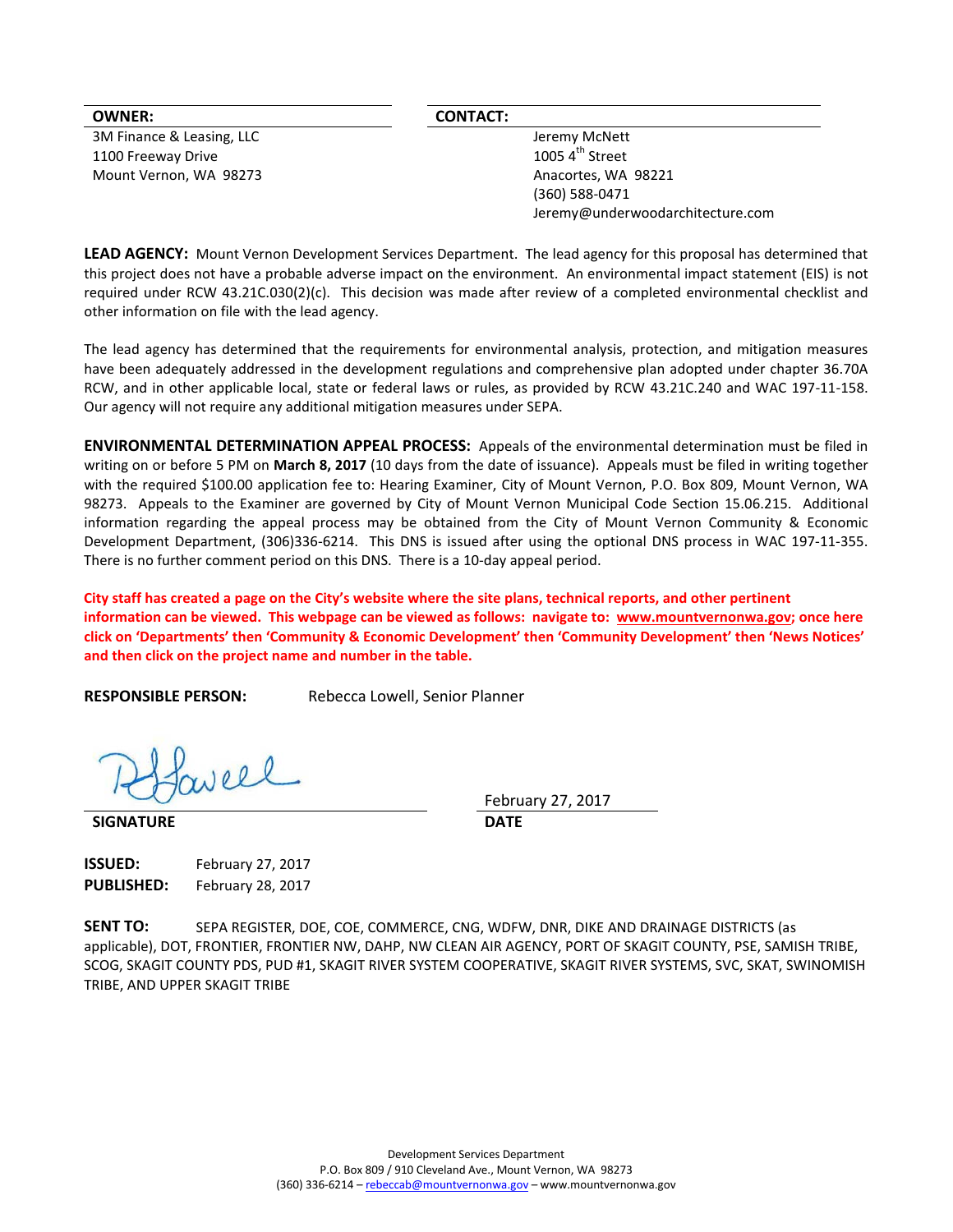| **OWNER:** | **CONTACT:** |
| --- | --- |
| 3M Finance & Leasing, LLC<br>1100 Freeway Drive<br>Mount Vernon, WA 98273 | Jeremy McNett<br>1005 4th Street<br>Anacortes, WA 98221<br>(360) 588-0471<br>Jeremy@underwoodarchitecture.com |

**LEAD AGENCY:** Mount Vernon Development Services Department. The lead agency for this proposal has determined that this project does not have a probable adverse impact on the environment. An environmental impact statement (EIS) is not required under RCW 43.21C.030(2)(c). This decision was made after review of a completed environmental checklist and other information on file with the lead agency.

The lead agency has determined that the requirements for environmental analysis, protection, and mitigation measures have been adequately addressed in the development regulations and comprehensive plan adopted under chapter 36.70A RCW, and in other applicable local, state or federal laws or rules, as provided by RCW 43.21C.240 and WAC 197-11-158. Our agency will not require any additional mitigation measures under SEPA.

**ENVIRONMENTAL DETERMINATION APPEAL PROCESS:** Appeals of the environmental determination must be filed in writing on or before 5 PM on **March 8, 2017** (10 days from the date of issuance). Appeals must be filed in writing together with the required $100.00 application fee to: Hearing Examiner, City of Mount Vernon, P.O. Box 809, Mount Vernon, WA 98273. Appeals to the Examiner are governed by City of Mount Vernon Municipal Code Section 15.06.215. Additional information regarding the appeal process may be obtained from the City of Mount Vernon Community & Economic Development Department, (306)336-6214. This DNS is issued after using the optional DNS process in WAC 197-11-355. There is no further comment period on this DNS. There is a 10-day appeal period.

**City staff has created a page on the City's website where the site plans, technical reports, and other pertinent information can be viewed. This webpage can be viewed as follows: navigate to: www.mountvernonwa.gov; once here click on 'Departments' then 'Community & Economic Development' then 'Community Development' then 'News Notices' and then click on the project name and number in the table.**

**RESPONSIBLE PERSON:** Rebecca Lowell, Senior Planner

| **SIGNATURE** | **DATE** |
| --- | --- |
| RLowell | February 27, 2017 |

**ISSUED:** February 27, 2017
**PUBLISHED:** February 28, 2017

**SENT TO:** SEPA REGISTER, DOE, COE, COMMERCE, CNG, WDFW, DNR, DIKE AND DRAINAGE DISTRICTS (as applicable), DOT, FRONTIER, FRONTIER NW, DAHP, NW CLEAN AIR AGENCY, PORT OF SKAGIT COUNTY, PSE, SAMISH TRIBE, SCOG, SKAGIT COUNTY PDS, PUD #1, SKAGIT RIVER SYSTEM COOPERATIVE, SKAGIT RIVER SYSTEMS, SVC, SKAT, SWINOMISH TRIBE, AND UPPER SKAGIT TRIBE

Development Services Department
P.O. Box 809 / 910 Cleveland Ave., Mount Vernon, WA 98273
(360) 336-6214 – rebeccab@mountvernonwa.gov – www.mountvernonwa.gov